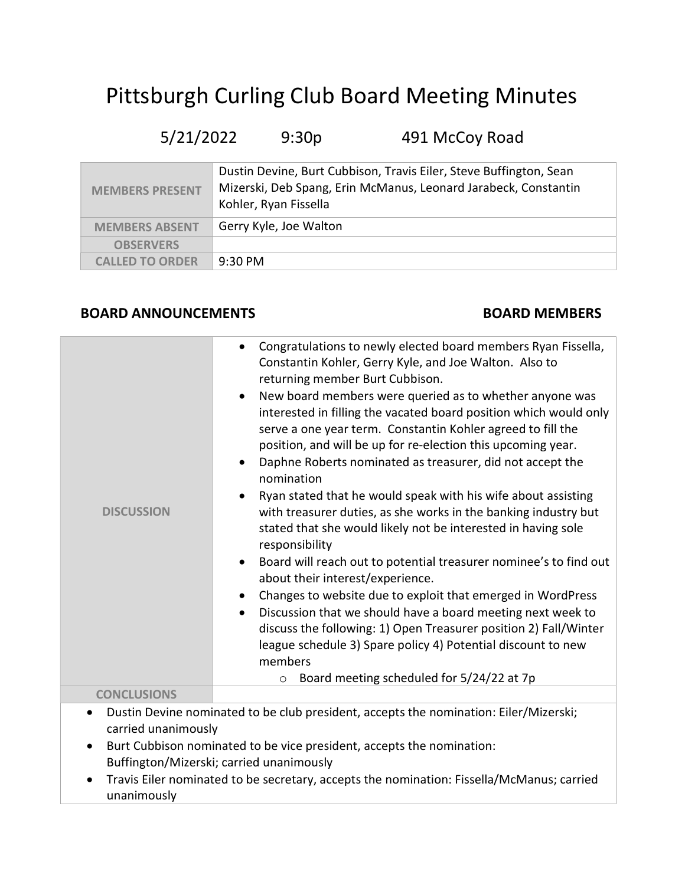# Pittsburgh Curling Club Board Meeting Minutes

5/21/2022 9:30p 491 McCoy Road

| | |
|---|---|
| **MEMBERS PRESENT** | Dustin Devine, Burt Cubbison, Travis Eiler, Steve Buffington, Sean Mizerski, Deb Spang, Erin McManus, Leonard Jarabeck, Constantin Kohler, Ryan Fissella |
| **MEMBERS ABSENT** | Gerry Kyle, Joe Walton |
| **OBSERVERS** | |
| **CALLED TO ORDER** | 9:30 PM |

## BOARD ANNOUNCEMENTS BOARD MEMBERS

**DISCUSSION**

- Congratulations to newly elected board members Ryan Fissella, Constantin Kohler, Gerry Kyle, and Joe Walton. Also to returning member Burt Cubbison.
- New board members were queried as to whether anyone was interested in filling the vacated board position which would only serve a one year term. Constantin Kohler agreed to fill the position, and will be up for re-election this upcoming year.
- Daphne Roberts nominated as treasurer, did not accept the nomination
- Ryan stated that he would speak with his wife about assisting with treasurer duties, as she works in the banking industry but stated that she would likely not be interested in having sole responsibility
- Board will reach out to potential treasurer nominee's to find out about their interest/experience.
- Changes to website due to exploit that emerged in WordPress
- Discussion that we should have a board meeting next week to discuss the following: 1) Open Treasurer position 2) Fall/Winter league schedule 3) Spare policy 4) Potential discount to new members
  - Board meeting scheduled for 5/24/22 at 7p

**CONCLUSIONS**

- Dustin Devine nominated to be club president, accepts the nomination: Eiler/Mizerski; carried unanimously
- Burt Cubbison nominated to be vice president, accepts the nomination: Buffington/Mizerski; carried unanimously
- Travis Eiler nominated to be secretary, accepts the nomination: Fissella/McManus; carried unanimously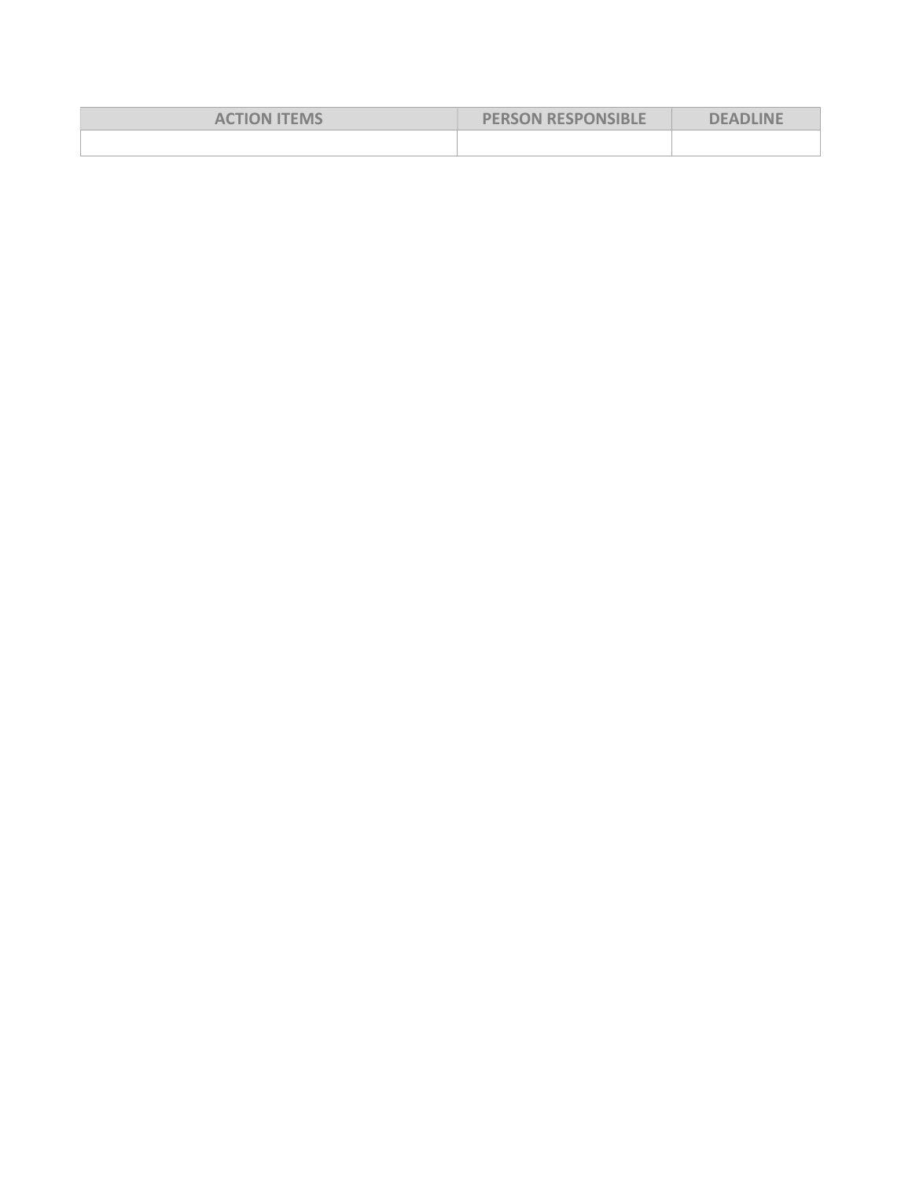| ACTION ITEMS | PERSON RESPONSIBLE | DEADLINE |
|---|---|---|
| | | |